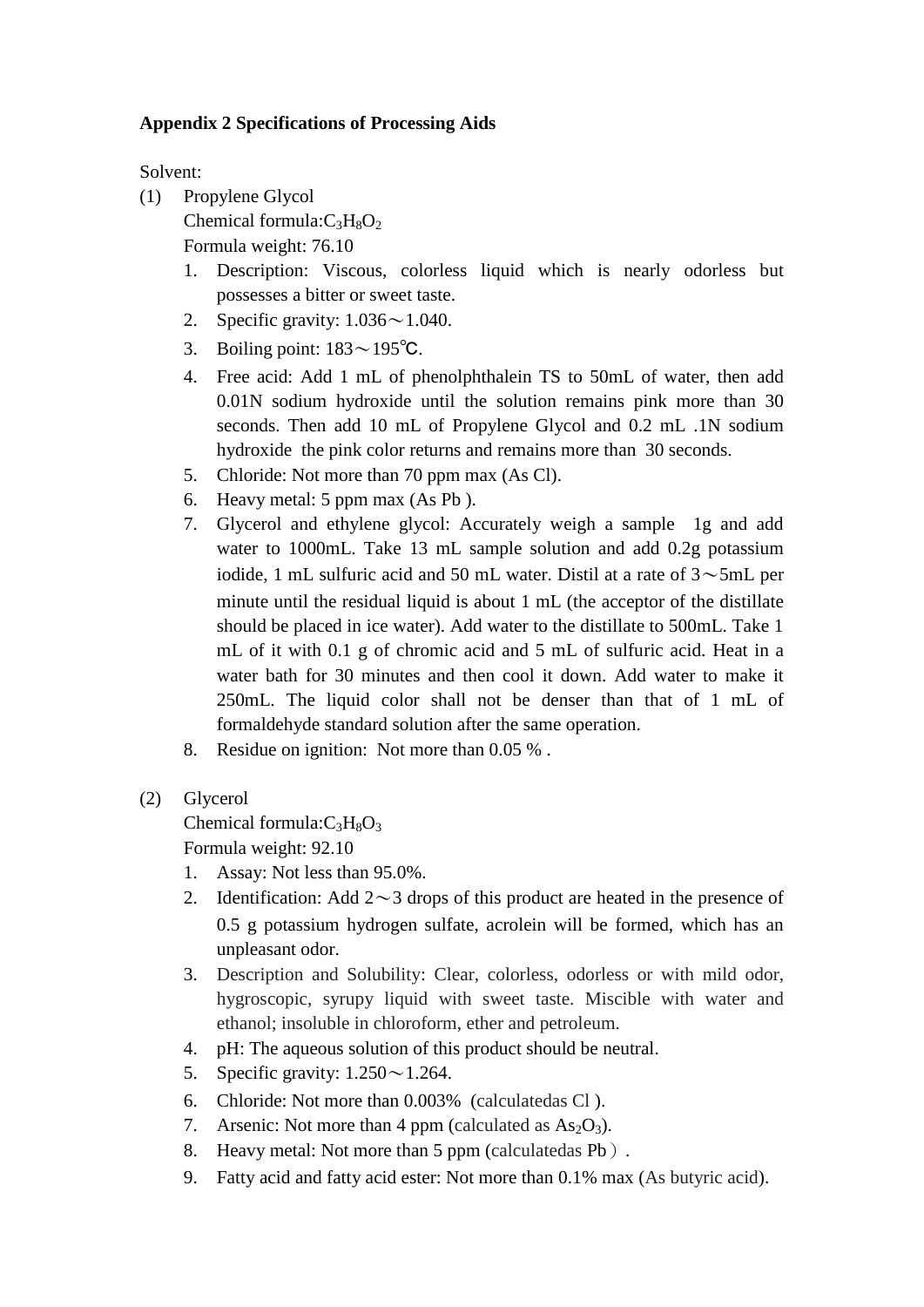**Appendix 2 Specifications of Processing Aids**

Solvent:

(1) Propylene Glycol

Chemical formula:$C_3H_8O_2$

Formula weight: 76.10

1. Description: Viscous, colorless liquid which is nearly odorless but possesses a bitter or sweet taste.
2. Specific gravity: 1.036～1.040.
3. Boiling point: 183～195℃.
4. Free acid: Add 1 mL of phenolphthalein TS to 50mL of water, then add 0.01N sodium hydroxide until the solution remains pink more than 30 seconds. Then add 10 mL of Propylene Glycol and 0.2 mL .1N sodium hydroxide the pink color returns and remains more than 30 seconds.
5. Chloride: Not more than 70 ppm max (As Cl).
6. Heavy metal: 5 ppm max (As Pb ).
7. Glycerol and ethylene glycol: Accurately weigh a sample 1g and add water to 1000mL. Take 13 mL sample solution and add 0.2g potassium iodide, 1 mL sulfuric acid and 50 mL water. Distil at a rate of 3～5mL per minute until the residual liquid is about 1 mL (the acceptor of the distillate should be placed in ice water). Add water to the distillate to 500mL. Take 1 mL of it with 0.1 g of chromic acid and 5 mL of sulfuric acid. Heat in a water bath for 30 minutes and then cool it down. Add water to make it 250mL. The liquid color shall not be denser than that of 1 mL of formaldehyde standard solution after the same operation.
8. Residue on ignition: Not more than 0.05 % .

(2) Glycerol

Chemical formula:$C_3H_8O_3$

Formula weight: 92.10

1. Assay: Not less than 95.0%.
2. Identification: Add 2～3 drops of this product are heated in the presence of 0.5 g potassium hydrogen sulfate, acrolein will be formed, which has an unpleasant odor.
3. Description and Solubility: Clear, colorless, odorless or with mild odor, hygroscopic, syrupy liquid with sweet taste. Miscible with water and ethanol; insoluble in chloroform, ether and petroleum.
4. pH: The aqueous solution of this product should be neutral.
5. Specific gravity: 1.250～1.264.
6. Chloride: Not more than 0.003% (calculatedas Cl ).
7. Arsenic: Not more than 4 ppm (calculated as $As_2O_3$).
8. Heavy metal: Not more than 5 ppm (calculatedas Pb）.
9. Fatty acid and fatty acid ester: Not more than 0.1% max (As butyric acid).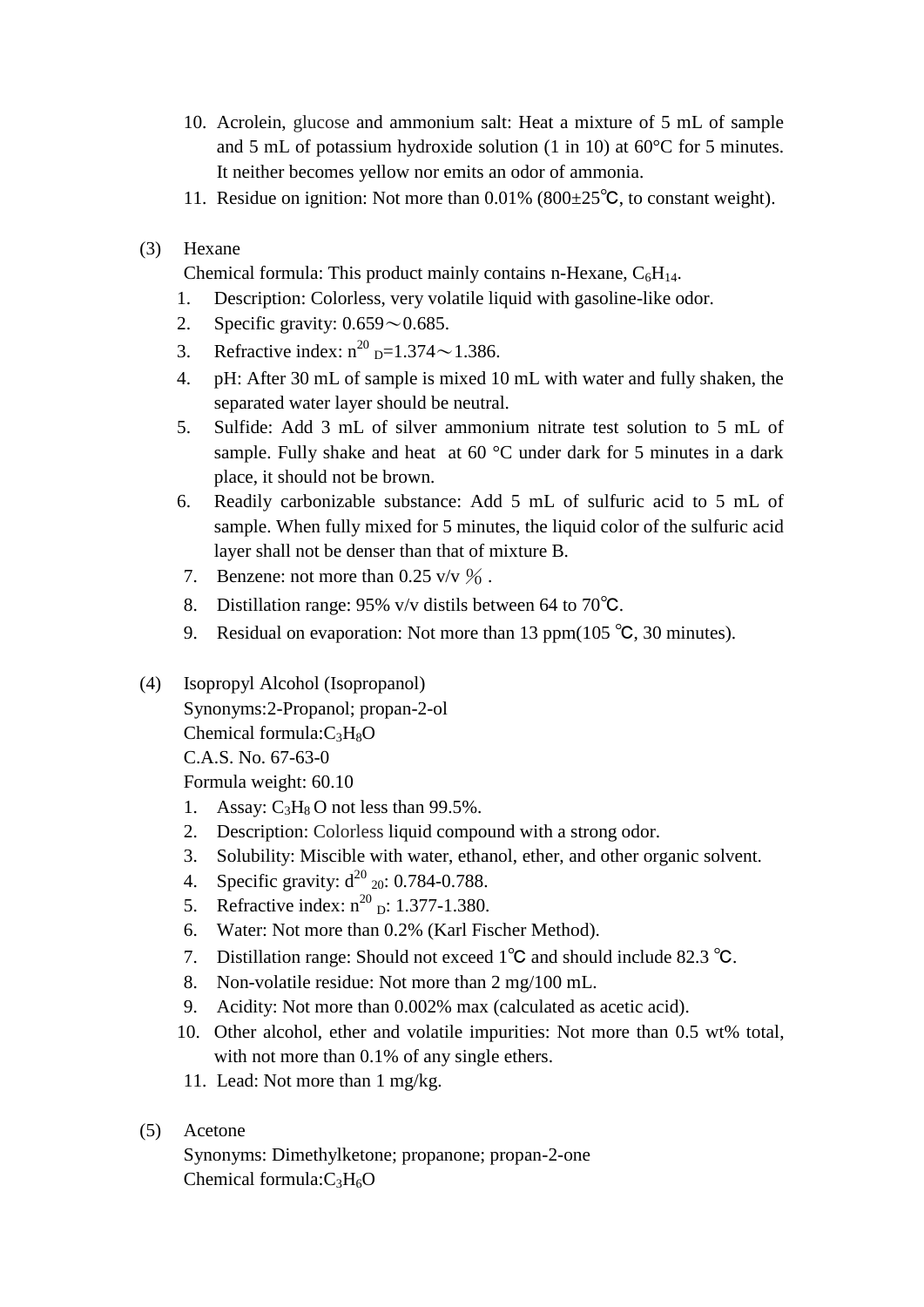10. Acrolein, glucose and ammonium salt: Heat a mixture of 5 mL of sample and 5 mL of potassium hydroxide solution (1 in 10) at 60°C for 5 minutes. It neither becomes yellow nor emits an odor of ammonia.
11. Residue on ignition: Not more than 0.01% (800±25℃, to constant weight).

(3) Hexane

Chemical formula: This product mainly contains n-Hexane, $C_6H_{14}$.

1. Description: Colorless, very volatile liquid with gasoline-like odor.
2. Specific gravity: 0.659～0.685.
3. Refractive index: $n^{20}_{D}$=1.374～1.386.
4. pH: After 30 mL of sample is mixed 10 mL with water and fully shaken, the separated water layer should be neutral.
5. Sulfide: Add 3 mL of silver ammonium nitrate test solution to 5 mL of sample. Fully shake and heat at 60 °C under dark for 5 minutes in a dark place, it should not be brown.
6. Readily carbonizable substance: Add 5 mL of sulfuric acid to 5 mL of sample. When fully mixed for 5 minutes, the liquid color of the sulfuric acid layer shall not be denser than that of mixture B.
7. Benzene: not more than 0.25 v/v ％.
8. Distillation range: 95% v/v distils between 64 to 70℃.
9. Residual on evaporation: Not more than 13 ppm(105 ℃, 30 minutes).

(4) Isopropyl Alcohol (Isopropanol)

Synonyms:2-Propanol; propan-2-ol

Chemical formula:$C_3H_8O$

C.A.S. No. 67-63-0

Formula weight: 60.10

1. Assay: $C_3H_8O$ not less than 99.5%.
2. Description: Colorless liquid compound with a strong odor.
3. Solubility: Miscible with water, ethanol, ether, and other organic solvent.
4. Specific gravity: $d^{20}_{20}$: 0.784-0.788.
5. Refractive index: $n^{20}_{D}$: 1.377-1.380.
6. Water: Not more than 0.2% (Karl Fischer Method).
7. Distillation range: Should not exceed 1℃ and should include 82.3 ℃.
8. Non-volatile residue: Not more than 2 mg/100 mL.
9. Acidity: Not more than 0.002% max (calculated as acetic acid).
10. Other alcohol, ether and volatile impurities: Not more than 0.5 wt% total, with not more than 0.1% of any single ethers.
11. Lead: Not more than 1 mg/kg.

(5) Acetone

Synonyms: Dimethylketone; propanone; propan-2-one

Chemical formula:$C_3H_6O$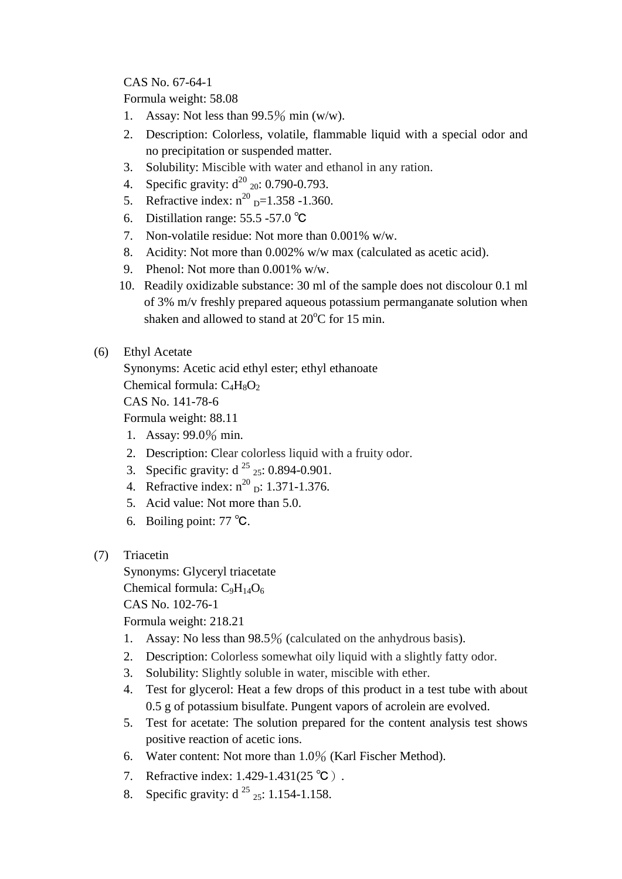CAS No. 67-64-1

Formula weight: 58.08

1. Assay: Not less than 99.5％ min (w/w).
2. Description: Colorless, volatile, flammable liquid with a special odor and no precipitation or suspended matter.
3. Solubility: Miscible with water and ethanol in any ration.
4. Specific gravity: $d^{20}_{20}$: 0.790-0.793.
5. Refractive index: $n^{20}_{D}$=1.358 -1.360.
6. Distillation range: 55.5 -57.0 ℃
7. Non-volatile residue: Not more than 0.001% w/w.
8. Acidity: Not more than 0.002% w/w max (calculated as acetic acid).
9. Phenol: Not more than 0.001% w/w.
10. Readily oxidizable substance: 30 ml of the sample does not discolour 0.1 ml of 3% m/v freshly prepared aqueous potassium permanganate solution when shaken and allowed to stand at $20^{o}$C for 15 min.

(6) Ethyl Acetate

Synonyms: Acetic acid ethyl ester; ethyl ethanoate

Chemical formula: $C_4H_8O_2$

CAS No. 141-78-6

Formula weight: 88.11

1. Assay: 99.0％ min.
2. Description: Clear colorless liquid with a fruity odor.
3. Specific gravity: $d^{25}_{25}$: 0.894-0.901.
4. Refractive index: $n^{20}_{D}$: 1.371-1.376.
5. Acid value: Not more than 5.0.
6. Boiling point: 77 ℃.

(7) Triacetin

Synonyms: Glyceryl triacetate

Chemical formula: $C_9H_{14}O_6$

CAS No. 102-76-1

Formula weight: 218.21

1. Assay: No less than 98.5％ (calculated on the anhydrous basis).
2. Description: Colorless somewhat oily liquid with a slightly fatty odor.
3. Solubility: Slightly soluble in water, miscible with ether.
4. Test for glycerol: Heat a few drops of this product in a test tube with about 0.5 g of potassium bisulfate. Pungent vapors of acrolein are evolved.
5. Test for acetate: The solution prepared for the content analysis test shows positive reaction of acetic ions.
6. Water content: Not more than 1.0％ (Karl Fischer Method).
7. Refractive index: 1.429-1.431(25 ℃）.
8. Specific gravity: $d^{25}_{25}$: 1.154-1.158.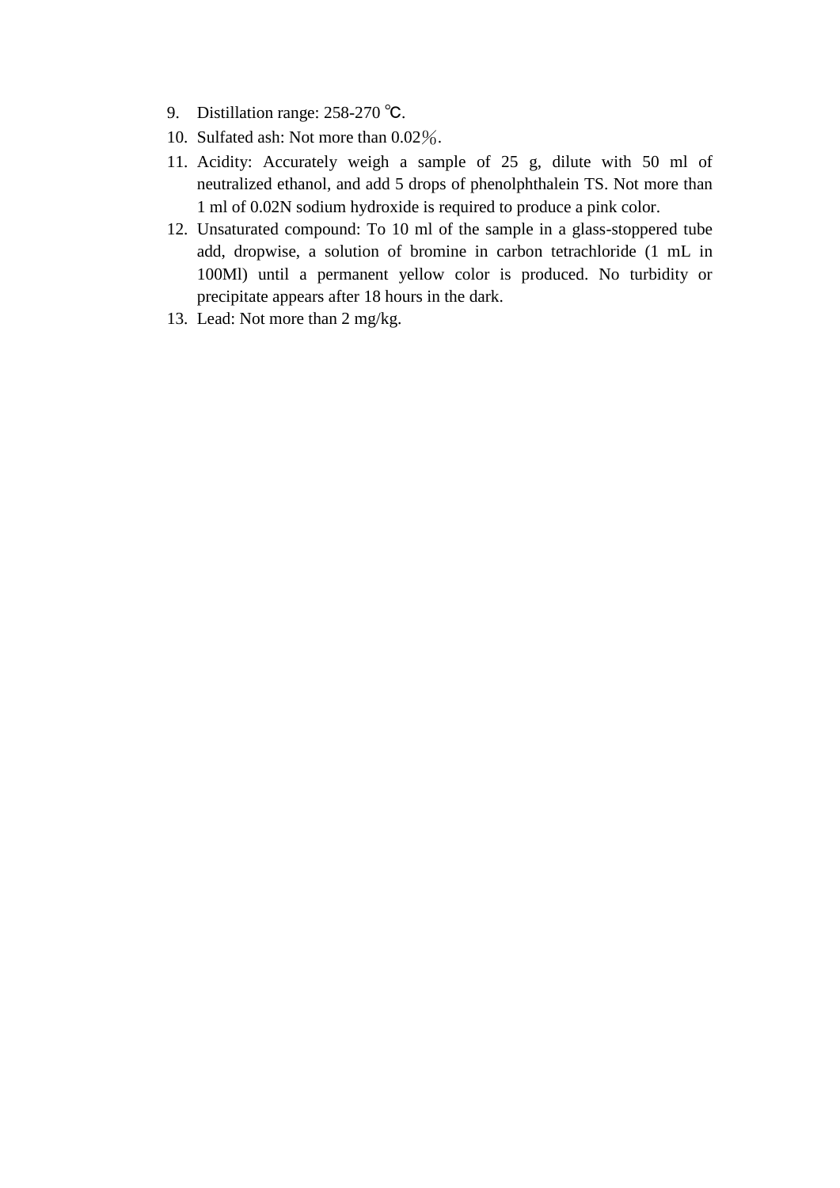9. Distillation range: 258-270 ℃.
10. Sulfated ash: Not more than 0.02％.
11. Acidity: Accurately weigh a sample of 25 g, dilute with 50 ml of neutralized ethanol, and add 5 drops of phenolphthalein TS. Not more than 1 ml of 0.02N sodium hydroxide is required to produce a pink color.
12. Unsaturated compound: To 10 ml of the sample in a glass-stoppered tube add, dropwise, a solution of bromine in carbon tetrachloride (1 mL in 100Ml) until a permanent yellow color is produced. No turbidity or precipitate appears after 18 hours in the dark.
13. Lead: Not more than 2 mg/kg.